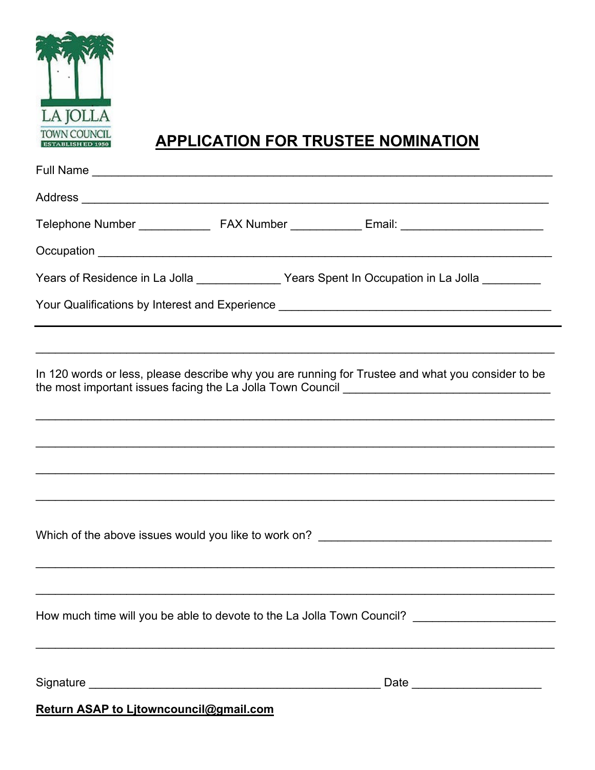LA JOLLA
TOWN COUNCIL
ESTABLISHED 1950

# APPLICATION FOR TRUSTEE NOMINATION

Full Name ___________________________________________________________________

Address _____________________________________________________________________

Telephone Number ___________ FAX Number ___________ Email: ______________________

Occupation __________________________________________________________________

Years of Residence in La Jolla _____________ Years Spent In Occupation in La Jolla _________

Your Qualifications by Interest and Experience ___________________________________________

_____________________________________________________________________________

_____________________________________________________________________________

In 120 words or less, please describe why you are running for Trustee and what you consider to be the most important issues facing the La Jolla Town Council ________________________________

_____________________________________________________________________________

_____________________________________________________________________________

_____________________________________________________________________________

_____________________________________________________________________________

Which of the above issues would you like to work on? _____________________________________

_____________________________________________________________________________

_____________________________________________________________________________

How much time will you be able to devote to the La Jolla Town Council? ______________________

_____________________________________________________________________________

Signature _____________________________________________ Date ____________________

**Return ASAP to Ljtowncouncil@gmail.com**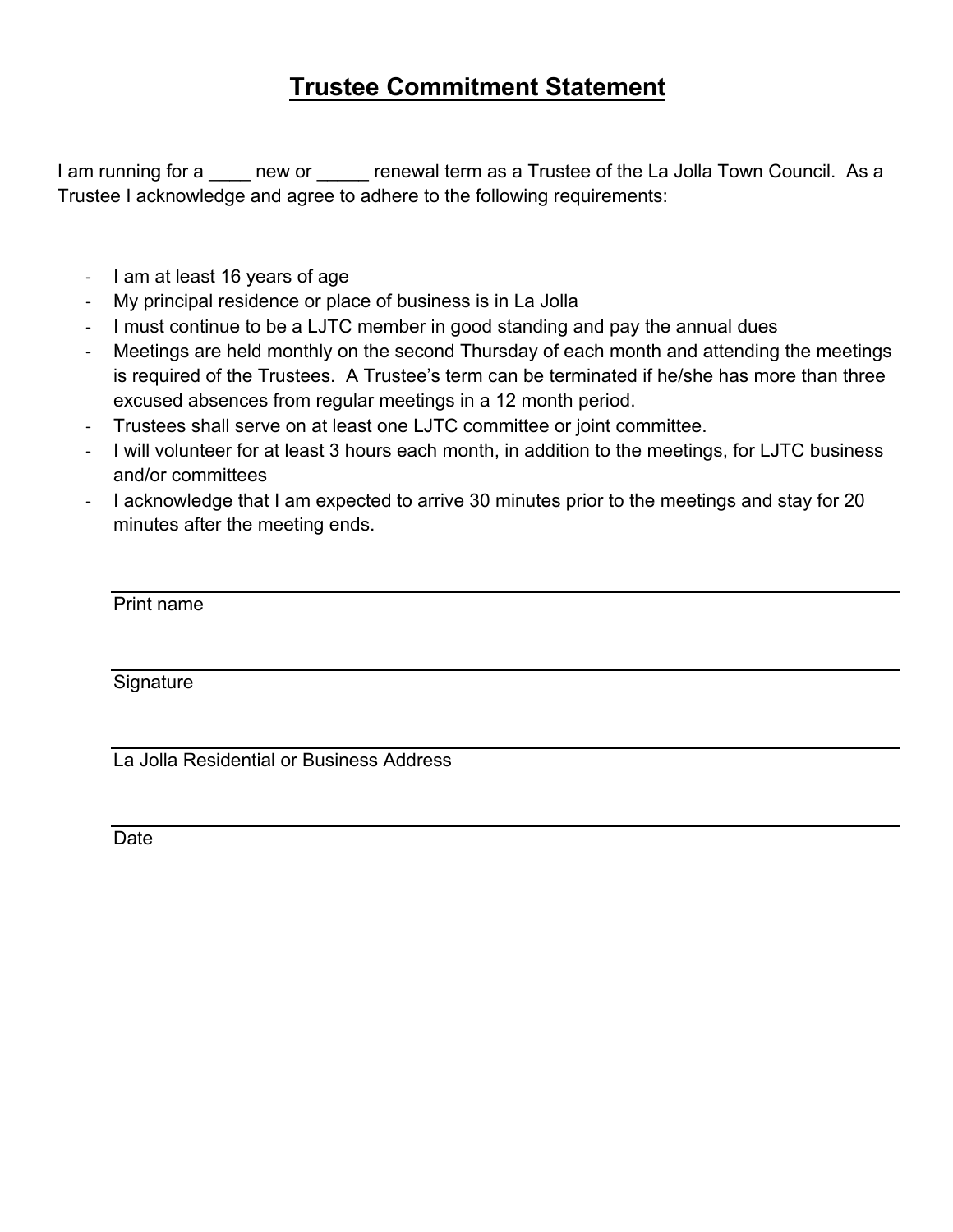# Trustee Commitment Statement

I am running for a ____ new or _____ renewal term as a Trustee of the La Jolla Town Council. As a Trustee I acknowledge and agree to adhere to the following requirements:

- I am at least 16 years of age
- My principal residence or place of business is in La Jolla
- I must continue to be a LJTC member in good standing and pay the annual dues
- Meetings are held monthly on the second Thursday of each month and attending the meetings is required of the Trustees. A Trustee's term can be terminated if he/she has more than three excused absences from regular meetings in a 12 month period.
- Trustees shall serve on at least one LJTC committee or joint committee.
- I will volunteer for at least 3 hours each month, in addition to the meetings, for LJTC business and/or committees
- I acknowledge that I am expected to arrive 30 minutes prior to the meetings and stay for 20 minutes after the meeting ends.

_______________________________________________
Print name

_______________________________________________
Signature

_______________________________________________
La Jolla Residential or Business Address

_______________________________________________
Date